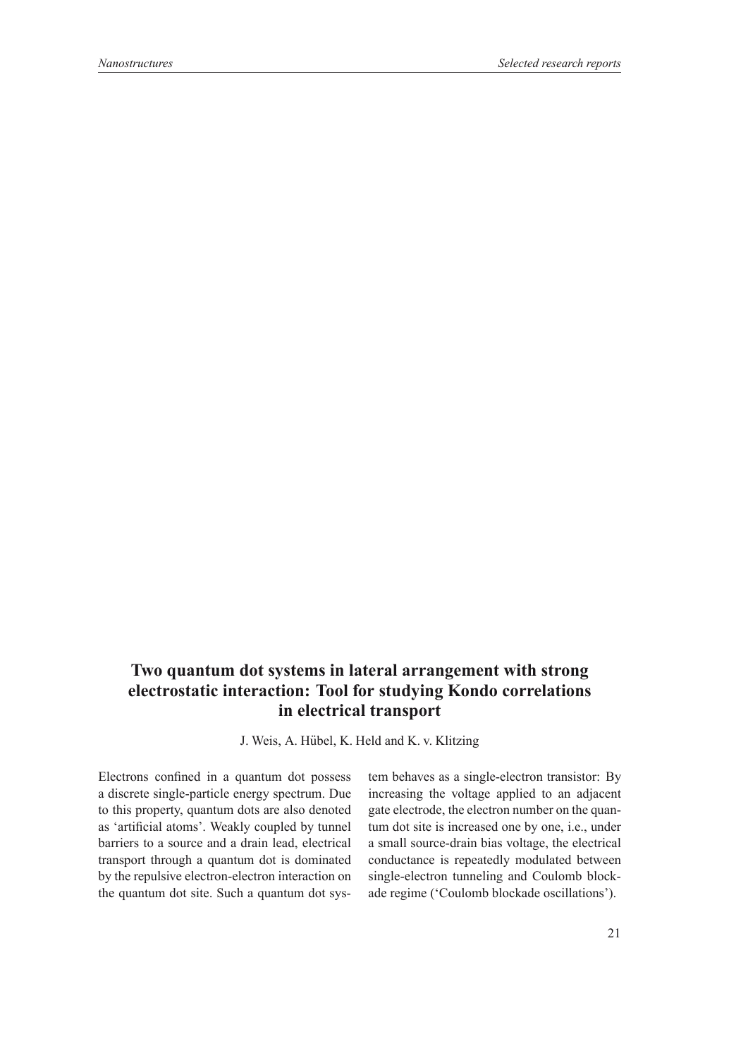# Two quantum dot systems in lateral arrangement with strong electrostatic interaction: Tool for studying Kondo correlations in electrical transport

J. Weis, A. Hübel, K. Held and K. v. Klitzing

Electrons confined in a quantum dot possess a discrete single-particle energy spectrum. Due to this property, quantum dots are also denoted as 'artificial atoms'. Weakly coupled by tunnel barriers to a source and a drain lead, electrical transport through a quantum dot is dominated by the repulsive electron-electron interaction on the quantum dot site. Such a quantum dot system behaves as a single-electron transistor: By increasing the voltage applied to an adjacent gate electrode, the electron number on the quantum dot site is increased one by one, i.e., under a small source-drain bias voltage, the electrical conductance is repeatedly modulated between single-electron tunneling and Coulomb blockade regime ('Coulomb blockade oscillations').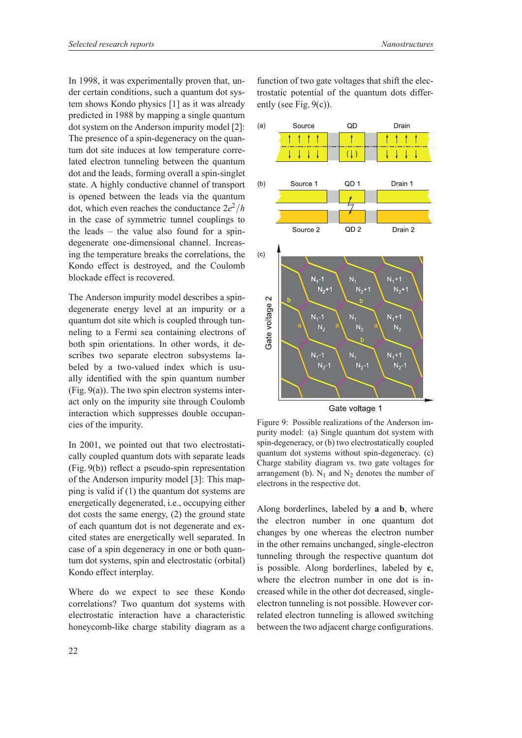In 1998, it was experimentally proven that, under certain conditions, such a quantum dot system shows Kondo physics [1] as it was already predicted in 1988 by mapping a single quantum dot system on the Anderson impurity model [2]: The presence of a spin-degeneracy on the quantum dot site induces at low temperature correlated electron tunneling between the quantum dot and the leads, forming overall a spin-singlet state. A highly conductive channel of transport is opened between the leads via the quantum dot, which even reaches the conductance $2e^2/h$ in the case of symmetric tunnel couplings to the leads – the value also found for a spin-degenerate one-dimensional channel. Increasing the temperature breaks the correlations, the Kondo effect is destroyed, and the Coulomb blockade effect is recovered.

The Anderson impurity model describes a spin-degenerate energy level at an impurity or a quantum dot site which is coupled through tunneling to a Fermi sea containing electrons of both spin orientations. In other words, it describes two separate electron subsystems labeled by a two-valued index which is usually identified with the spin quantum number (Fig. 9(a)). The two spin electron systems interact only on the impurity site through Coulomb interaction which suppresses double occupancies of the impurity.

In 2001, we pointed out that two electrostatically coupled quantum dots with separate leads (Fig. 9(b)) reflect a pseudo-spin representation of the Anderson impurity model [3]: This mapping is valid if (1) the quantum dot systems are energetically degenerated, i.e., occupying either dot costs the same energy, (2) the ground state of each quantum dot is not degenerate and excited states are energetically well separated. In case of a spin degeneracy in one or both quantum dot systems, spin and electrostatic (orbital) Kondo effect interplay.

Where do we expect to see these Kondo correlations? Two quantum dot systems with electrostatic interaction have a characteristic honeycomb-like charge stability diagram as a function of two gate voltages that shift the electrostatic potential of the quantum dots differently (see Fig. 9(c)).

Figure 9: Possible realizations of the Anderson impurity model: (a) Single quantum dot system with spin-degeneracy, or (b) two electrostatically coupled quantum dot systems without spin-degeneracy. (c) Charge stability diagram vs. two gate voltages for arrangement (b). $N_1$ and $N_2$ denotes the number of electrons in the respective dot.

Along borderlines, labeled by **a** and **b**, where the electron number in one quantum dot changes by one whereas the electron number in the other remains unchanged, single-electron tunneling through the respective quantum dot is possible. Along borderlines, labeled by **c**, where the electron number in one dot is increased while in the other dot decreased, single-electron tunneling is not possible. However correlated electron tunneling is allowed switching between the two adjacent charge configurations.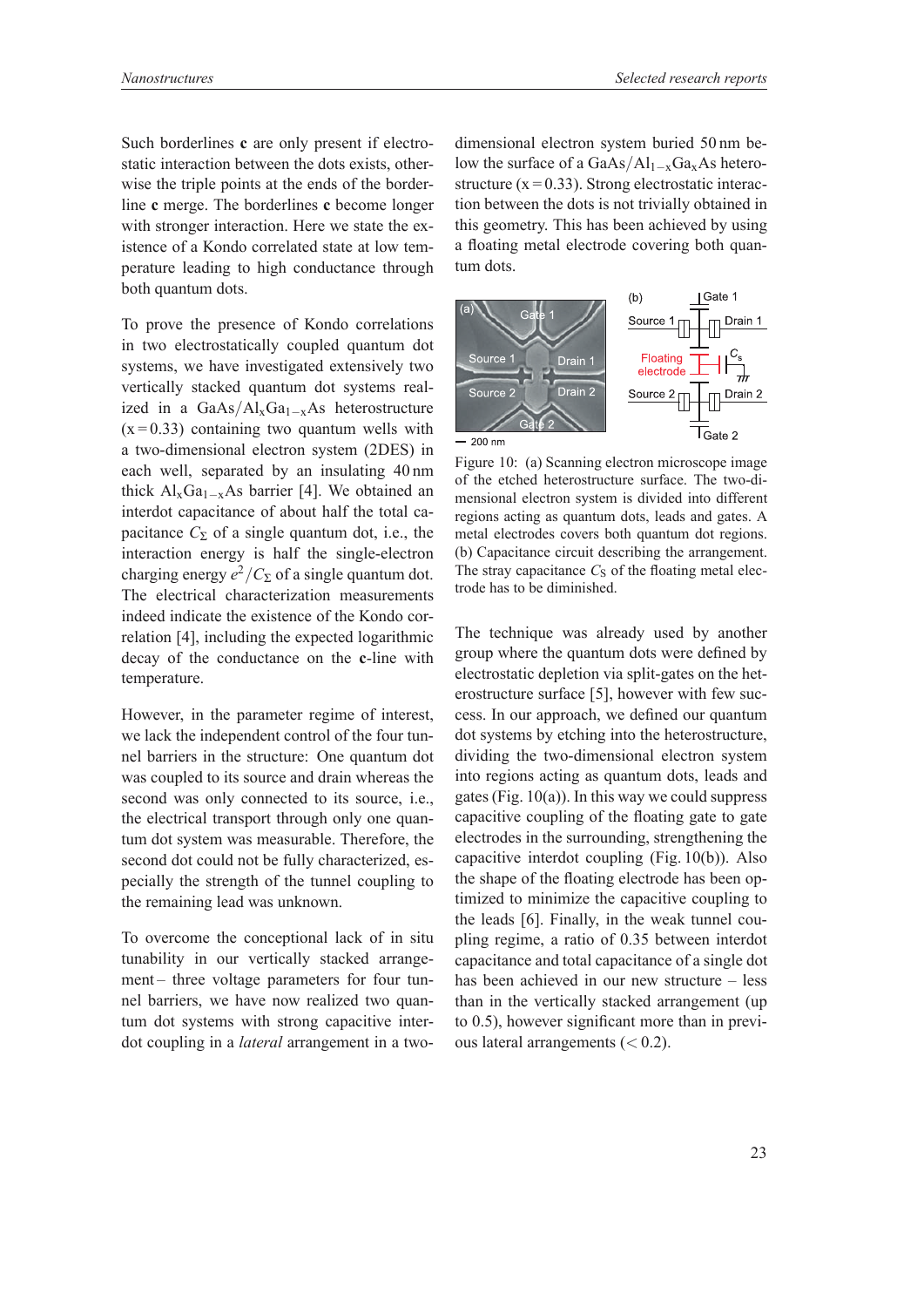Such borderlines **c** are only present if electrostatic interaction between the dots exists, otherwise the triple points at the ends of the borderline **c** merge. The borderlines **c** become longer with stronger interaction. Here we state the existence of a Kondo correlated state at low temperature leading to high conductance through both quantum dots.

To prove the presence of Kondo correlations in two electrostatically coupled quantum dot systems, we have investigated extensively two vertically stacked quantum dot systems realized in a $GaAs/Al_xGa_{1-x}As$ heterostructure ($x = 0.33$) containing two quantum wells with a two-dimensional electron system (2DES) in each well, separated by an insulating 40 nm thick $Al_xGa_{1-x}As$ barrier [4]. We obtained an interdot capacitance of about half the total capacitance $C_\Sigma$ of a single quantum dot, i.e., the interaction energy is half the single-electron charging energy $e^2/C_\Sigma$ of a single quantum dot. The electrical characterization measurements indeed indicate the existence of the Kondo correlation [4], including the expected logarithmic decay of the conductance on the **c**-line with temperature.

However, in the parameter regime of interest, we lack the independent control of the four tunnel barriers in the structure: One quantum dot was coupled to its source and drain whereas the second was only connected to its source, i.e., the electrical transport through only one quantum dot system was measurable. Therefore, the second dot could not be fully characterized, especially the strength of the tunnel coupling to the remaining lead was unknown.

To overcome the conceptional lack of in situ tunability in our vertically stacked arrangement – three voltage parameters for four tunnel barriers, we have now realized two quantum dot systems with strong capacitive interdot coupling in a *lateral* arrangement in a two-dimensional electron system buried 50 nm below the surface of a $GaAs/Al_{1-x}Ga_xAs$ heterostructure ($x = 0.33$). Strong electrostatic interaction between the dots is not trivially obtained in this geometry. This has been achieved by using a floating metal electrode covering both quantum dots.

Figure 10: (a) Scanning electron microscope image of the etched heterostructure surface. The two-dimensional electron system is divided into different regions acting as quantum dots, leads and gates. A metal electrodes covers both quantum dot regions. (b) Capacitance circuit describing the arrangement. The stray capacitance $C_S$ of the floating metal electrode has to be diminished.

The technique was already used by another group where the quantum dots were defined by electrostatic depletion via split-gates on the heterostructure surface [5], however with few success. In our approach, we defined our quantum dot systems by etching into the heterostructure, dividing the two-dimensional electron system into regions acting as quantum dots, leads and gates (Fig. 10(a)). In this way we could suppress capacitive coupling of the floating gate to gate electrodes in the surrounding, strengthening the capacitive interdot coupling (Fig. 10(b)). Also the shape of the floating electrode has been optimized to minimize the capacitive coupling to the leads [6]. Finally, in the weak tunnel coupling regime, a ratio of 0.35 between interdot capacitance and total capacitance of a single dot has been achieved in our new structure – less than in the vertically stacked arrangement (up to 0.5), however significant more than in previous lateral arrangements ($< 0.2$).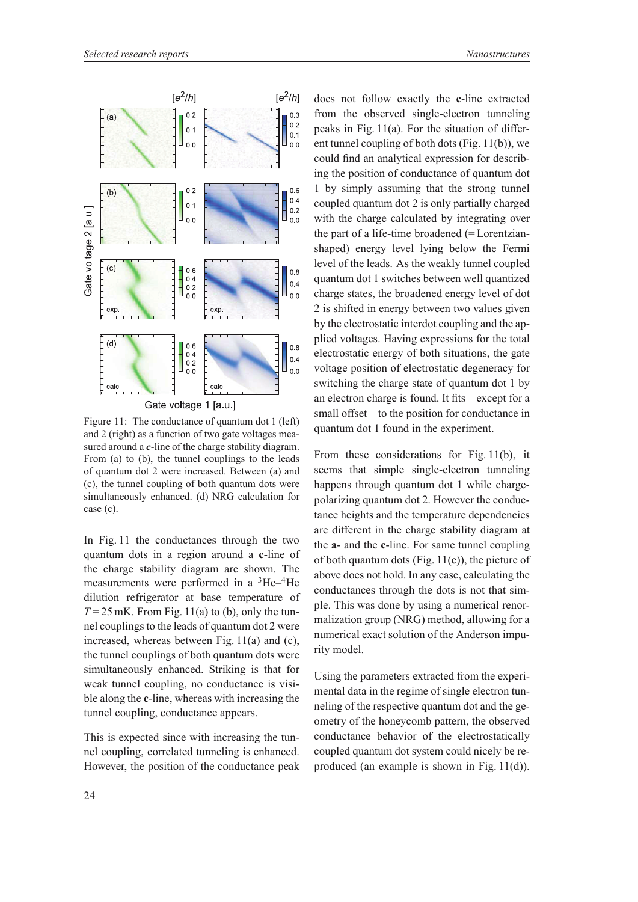Figure 11: The conductance of quantum dot 1 (left) and 2 (right) as a function of two gate voltages measured around a ***c***-line of the charge stability diagram. From (a) to (b), the tunnel couplings to the leads of quantum dot 2 were increased. Between (a) and (c), the tunnel coupling of both quantum dots were simultaneously enhanced. (d) NRG calculation for case (c).

In Fig. 11 the conductances through the two quantum dots in a region around a **c**-line of the charge stability diagram are shown. The measurements were performed in a $^3$He–$^4$He dilution refrigerator at base temperature of $T = 25$ mK. From Fig. 11(a) to (b), only the tunnel couplings to the leads of quantum dot 2 were increased, whereas between Fig. 11(a) and (c), the tunnel couplings of both quantum dots were simultaneously enhanced. Striking is that for weak tunnel coupling, no conductance is visible along the **c**-line, whereas with increasing the tunnel coupling, conductance appears.

This is expected since with increasing the tunnel coupling, correlated tunneling is enhanced. However, the position of the conductance peak does not follow exactly the **c**-line extracted from the observed single-electron tunneling peaks in Fig. 11(a). For the situation of different tunnel coupling of both dots (Fig. 11(b)), we could find an analytical expression for describing the position of conductance of quantum dot 1 by simply assuming that the strong tunnel coupled quantum dot 2 is only partially charged with the charge calculated by integrating over the part of a life-time broadened (= Lorentzian-shaped) energy level lying below the Fermi level of the leads. As the weakly tunnel coupled quantum dot 1 switches between well quantized charge states, the broadened energy level of dot 2 is shifted in energy between two values given by the electrostatic interdot coupling and the applied voltages. Having expressions for the total electrostatic energy of both situations, the gate voltage position of electrostatic degeneracy for switching the charge state of quantum dot 1 by an electron charge is found. It fits – except for a small offset – to the position for conductance in quantum dot 1 found in the experiment.

From these considerations for Fig. 11(b), it seems that simple single-electron tunneling happens through quantum dot 1 while charge-polarizing quantum dot 2. However the conductance heights and the temperature dependencies are different in the charge stability diagram at the **a**- and the **c**-line. For same tunnel coupling of both quantum dots (Fig. 11(c)), the picture of above does not hold. In any case, calculating the conductances through the dots is not that simple. This was done by using a numerical renormalization group (NRG) method, allowing for a numerical exact solution of the Anderson impurity model.

Using the parameters extracted from the experimental data in the regime of single electron tunneling of the respective quantum dot and the geometry of the honeycomb pattern, the observed conductance behavior of the electrostatically coupled quantum dot system could nicely be reproduced (an example is shown in Fig. 11(d)).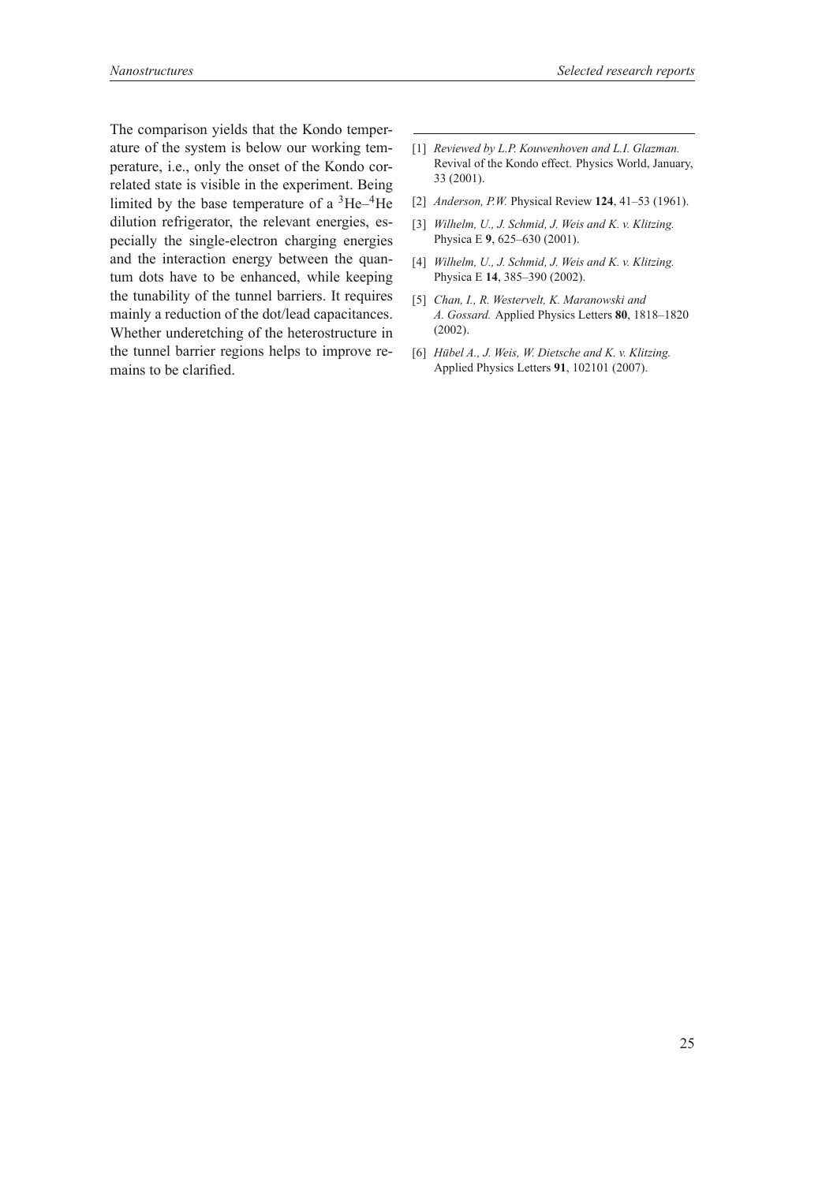The comparison yields that the Kondo temperature of the system is below our working temperature, i.e., only the onset of the Kondo correlated state is visible in the experiment. Being limited by the base temperature of a $^{3}$He–$^{4}$He dilution refrigerator, the relevant energies, especially the single-electron charging energies and the interaction energy between the quantum dots have to be enhanced, while keeping the tunability of the tunnel barriers. It requires mainly a reduction of the dot/lead capacitances. Whether underetching of the heterostructure in the tunnel barrier regions helps to improve remains to be clarified.

---

[1] *Reviewed by L.P. Kouwenhoven and L.I. Glazman.* Revival of the Kondo effect. Physics World, January, 33 (2001).

[2] *Anderson, P.W.* Physical Review **124**, 41–53 (1961).

[3] *Wilhelm, U., J. Schmid, J. Weis and K. v. Klitzing.* Physica E **9**, 625–630 (2001).

[4] *Wilhelm, U., J. Schmid, J. Weis and K. v. Klitzing.* Physica E **14**, 385–390 (2002).

[5] *Chan, I., R. Westervelt, K. Maranowski and A. Gossard.* Applied Physics Letters **80**, 1818–1820 (2002).

[6] *Hübel A., J. Weis, W. Dietsche and K. v. Klitzing.* Applied Physics Letters **91**, 102101 (2007).